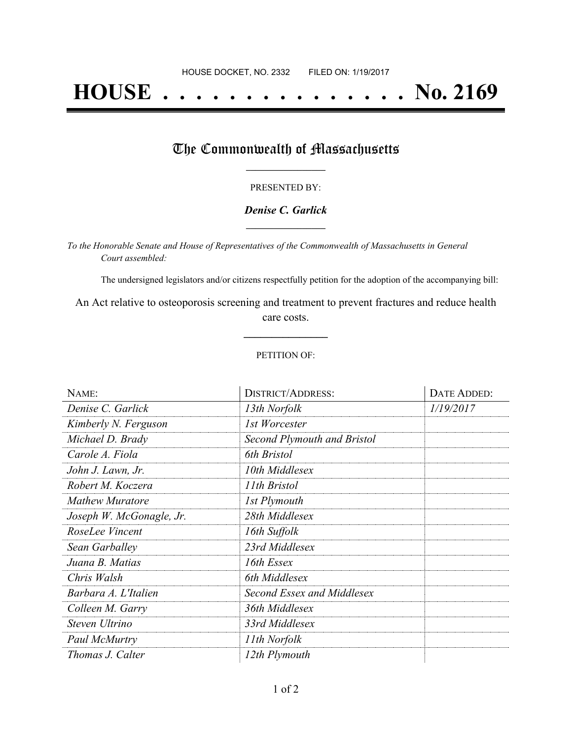HOUSE DOCKET, NO. 2332        FILED ON: 1/19/2017

# HOUSE . . . . . . . . . . . . . . . No. 2169

## The Commonwealth of Massachusetts

PRESENTED BY:

***Denise C. Garlick***

*To the Honorable Senate and House of Representatives of the Commonwealth of Massachusetts in General Court assembled:*

The undersigned legislators and/or citizens respectfully petition for the adoption of the accompanying bill:

An Act relative to osteoporosis screening and treatment to prevent fractures and reduce health care costs.

PETITION OF:

| NAME: | DISTRICT/ADDRESS: | DATE ADDED: |
| --- | --- | --- |
| *Denise C. Garlick* | *13th Norfolk* | *1/19/2017* |
| *Kimberly N. Ferguson* | *1st Worcester* | |
| *Michael D. Brady* | *Second Plymouth and Bristol* | |
| *Carole A. Fiola* | *6th Bristol* | |
| *John J. Lawn, Jr.* | *10th Middlesex* | |
| *Robert M. Koczera* | *11th Bristol* | |
| *Mathew Muratore* | *1st Plymouth* | |
| *Joseph W. McGonagle, Jr.* | *28th Middlesex* | |
| *RoseLee Vincent* | *16th Suffolk* | |
| *Sean Garballey* | *23rd Middlesex* | |
| *Juana B. Matias* | *16th Essex* | |
| *Chris Walsh* | *6th Middlesex* | |
| *Barbara A. L'Italien* | *Second Essex and Middlesex* | |
| *Colleen M. Garry* | *36th Middlesex* | |
| *Steven Ultrino* | *33rd Middlesex* | |
| *Paul McMurtry* | *11th Norfolk* | |
| *Thomas J. Calter* | *12th Plymouth* | |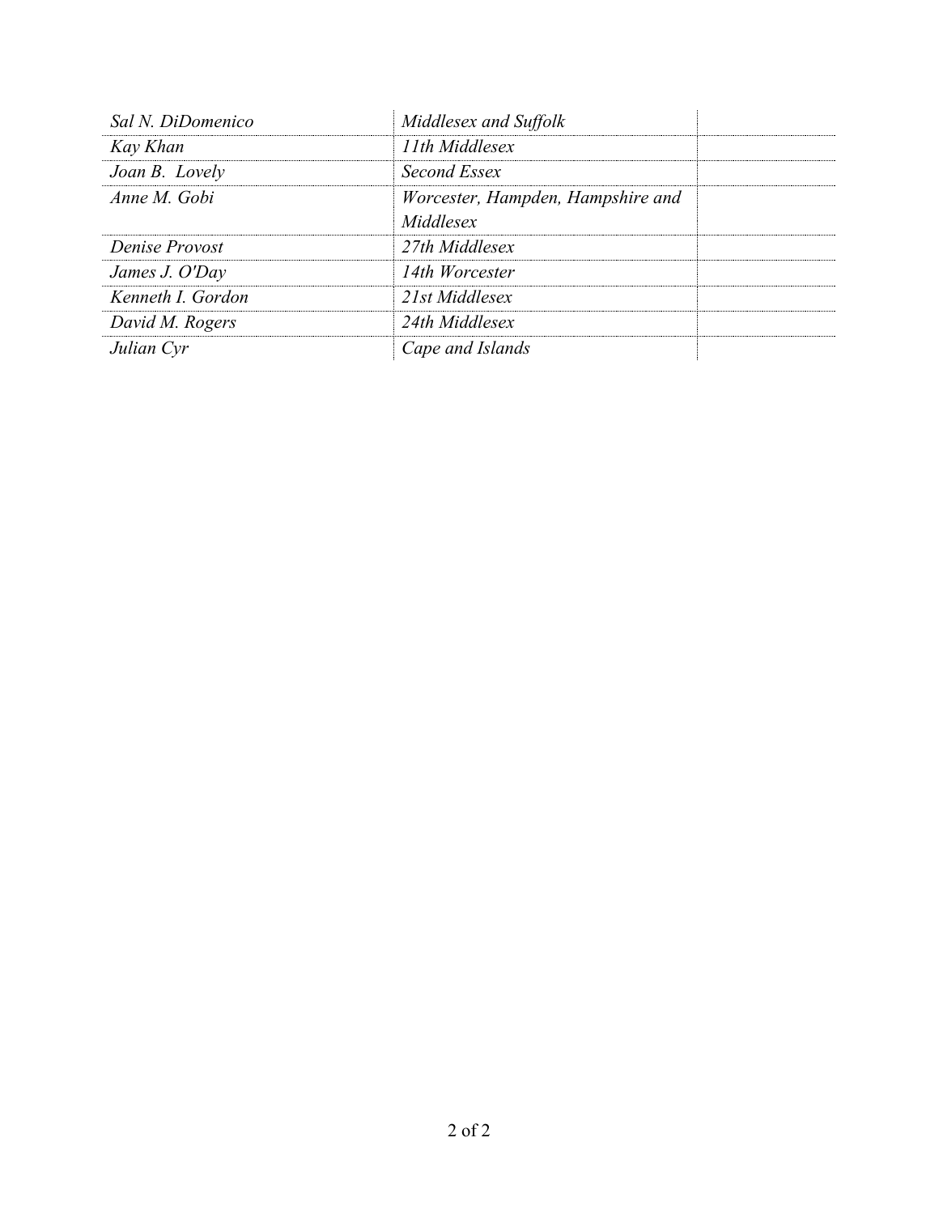| | | |
|---|---|---|
| *Sal N. DiDomenico* | *Middlesex and Suffolk* | |
| *Kay Khan* | *11th Middlesex* | |
| *Joan B. Lovely* | *Second Essex* | |
| *Anne M. Gobi* | *Worcester, Hampden, Hampshire and Middlesex* | |
| *Denise Provost* | *27th Middlesex* | |
| *James J. O'Day* | *14th Worcester* | |
| *Kenneth I. Gordon* | *21st Middlesex* | |
| *David M. Rogers* | *24th Middlesex* | |
| *Julian Cyr* | *Cape and Islands* | |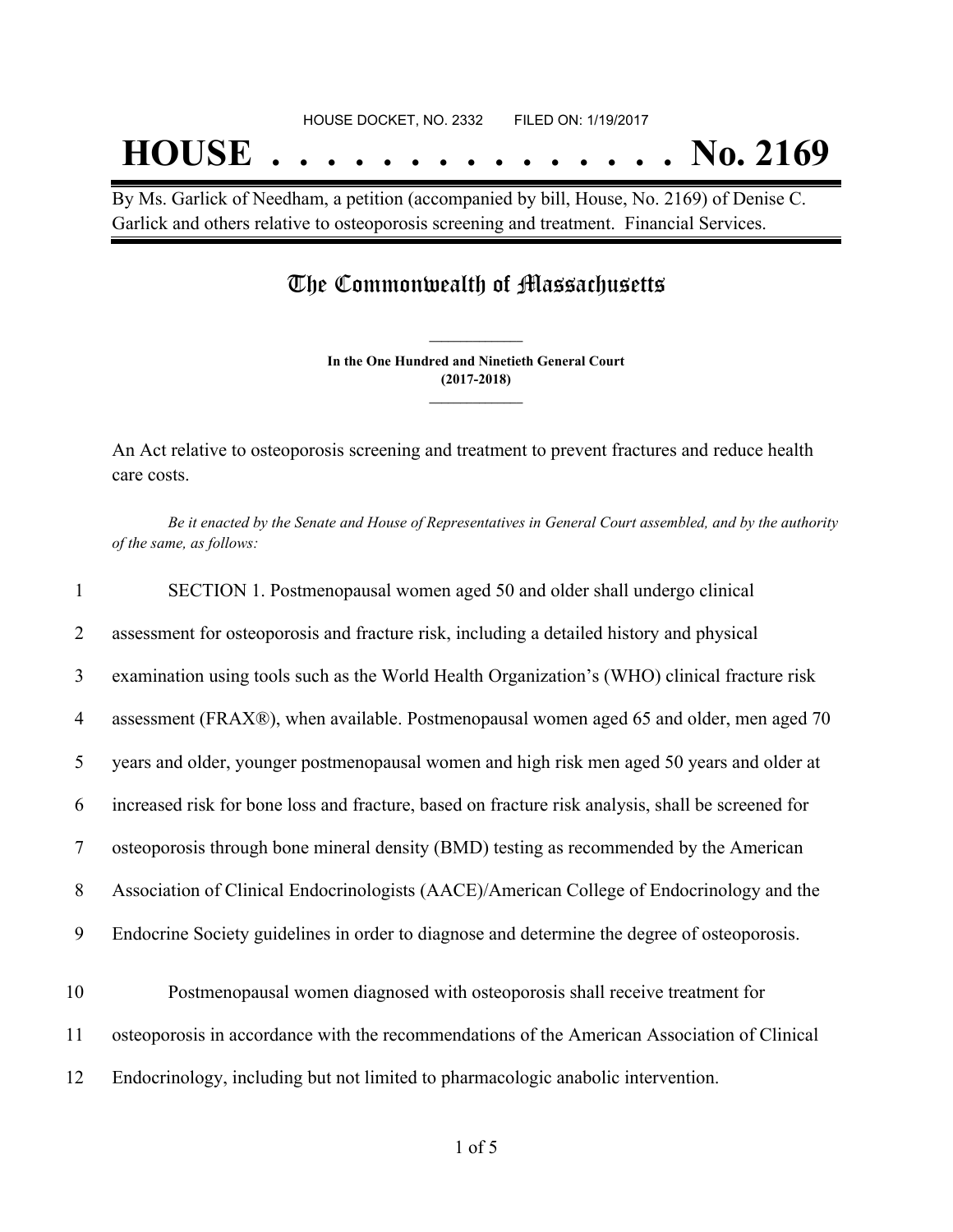HOUSE DOCKET, NO. 2332 FILED ON: 1/19/2017

# HOUSE . . . . . . . . . . . . . . . No. 2169

By Ms. Garlick of Needham, a petition (accompanied by bill, House, No. 2169) of Denise C. Garlick and others relative to osteoporosis screening and treatment. Financial Services.

## The Commonwealth of Massachusetts

**In the One Hundred and Ninetieth General Court**
**(2017-2018)**

An Act relative to osteoporosis screening and treatment to prevent fractures and reduce health care costs.

*Be it enacted by the Senate and House of Representatives in General Court assembled, and by the authority of the same, as follows:*

1 SECTION 1. Postmenopausal women aged 50 and older shall undergo clinical
2 assessment for osteoporosis and fracture risk, including a detailed history and physical
3 examination using tools such as the World Health Organization's (WHO) clinical fracture risk
4 assessment (FRAX®), when available. Postmenopausal women aged 65 and older, men aged 70
5 years and older, younger postmenopausal women and high risk men aged 50 years and older at
6 increased risk for bone loss and fracture, based on fracture risk analysis, shall be screened for
7 osteoporosis through bone mineral density (BMD) testing as recommended by the American
8 Association of Clinical Endocrinologists (AACE)/American College of Endocrinology and the
9 Endocrine Society guidelines in order to diagnose and determine the degree of osteoporosis.

10 Postmenopausal women diagnosed with osteoporosis shall receive treatment for
11 osteoporosis in accordance with the recommendations of the American Association of Clinical
12 Endocrinology, including but not limited to pharmacologic anabolic intervention.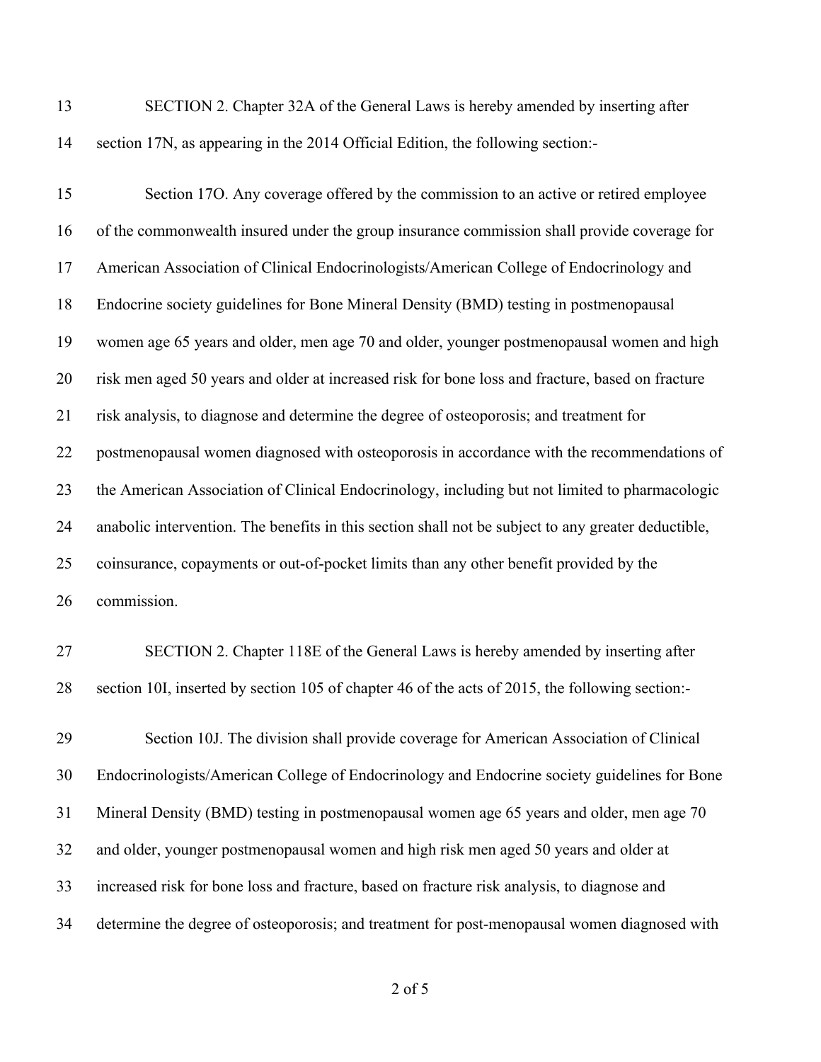SECTION 2. Chapter 32A of the General Laws is hereby amended by inserting after section 17N, as appearing in the 2014 Official Edition, the following section:-

Section 17O. Any coverage offered by the commission to an active or retired employee of the commonwealth insured under the group insurance commission shall provide coverage for American Association of Clinical Endocrinologists/American College of Endocrinology and Endocrine society guidelines for Bone Mineral Density (BMD) testing in postmenopausal women age 65 years and older, men age 70 and older, younger postmenopausal women and high risk men aged 50 years and older at increased risk for bone loss and fracture, based on fracture risk analysis, to diagnose and determine the degree of osteoporosis; and treatment for postmenopausal women diagnosed with osteoporosis in accordance with the recommendations of the American Association of Clinical Endocrinology, including but not limited to pharmacologic anabolic intervention. The benefits in this section shall not be subject to any greater deductible, coinsurance, copayments or out-of-pocket limits than any other benefit provided by the commission.

SECTION 2. Chapter 118E of the General Laws is hereby amended by inserting after section 10I, inserted by section 105 of chapter 46 of the acts of 2015, the following section:-

Section 10J. The division shall provide coverage for American Association of Clinical Endocrinologists/American College of Endocrinology and Endocrine society guidelines for Bone Mineral Density (BMD) testing in postmenopausal women age 65 years and older, men age 70 and older, younger postmenopausal women and high risk men aged 50 years and older at increased risk for bone loss and fracture, based on fracture risk analysis, to diagnose and determine the degree of osteoporosis; and treatment for post-menopausal women diagnosed with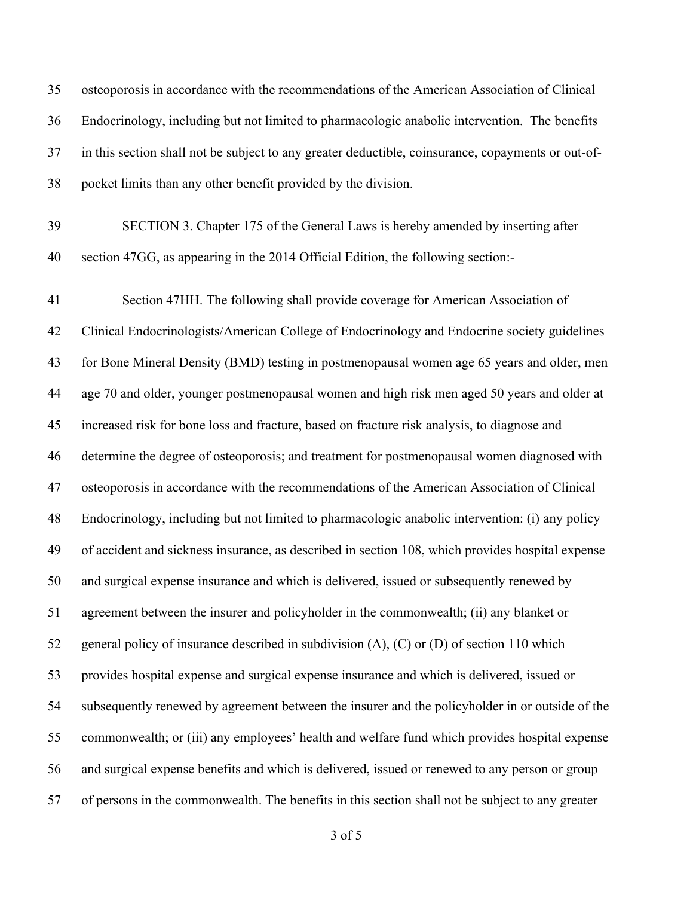osteoporosis in accordance with the recommendations of the American Association of Clinical Endocrinology, including but not limited to pharmacologic anabolic intervention. The benefits in this section shall not be subject to any greater deductible, coinsurance, copayments or out-of-pocket limits than any other benefit provided by the division.

SECTION 3. Chapter 175 of the General Laws is hereby amended by inserting after section 47GG, as appearing in the 2014 Official Edition, the following section:-

Section 47HH. The following shall provide coverage for American Association of Clinical Endocrinologists/American College of Endocrinology and Endocrine society guidelines for Bone Mineral Density (BMD) testing in postmenopausal women age 65 years and older, men age 70 and older, younger postmenopausal women and high risk men aged 50 years and older at increased risk for bone loss and fracture, based on fracture risk analysis, to diagnose and determine the degree of osteoporosis; and treatment for postmenopausal women diagnosed with osteoporosis in accordance with the recommendations of the American Association of Clinical Endocrinology, including but not limited to pharmacologic anabolic intervention: (i) any policy of accident and sickness insurance, as described in section 108, which provides hospital expense and surgical expense insurance and which is delivered, issued or subsequently renewed by agreement between the insurer and policyholder in the commonwealth; (ii) any blanket or general policy of insurance described in subdivision (A), (C) or (D) of section 110 which provides hospital expense and surgical expense insurance and which is delivered, issued or subsequently renewed by agreement between the insurer and the policyholder in or outside of the commonwealth; or (iii) any employees' health and welfare fund which provides hospital expense and surgical expense benefits and which is delivered, issued or renewed to any person or group of persons in the commonwealth. The benefits in this section shall not be subject to any greater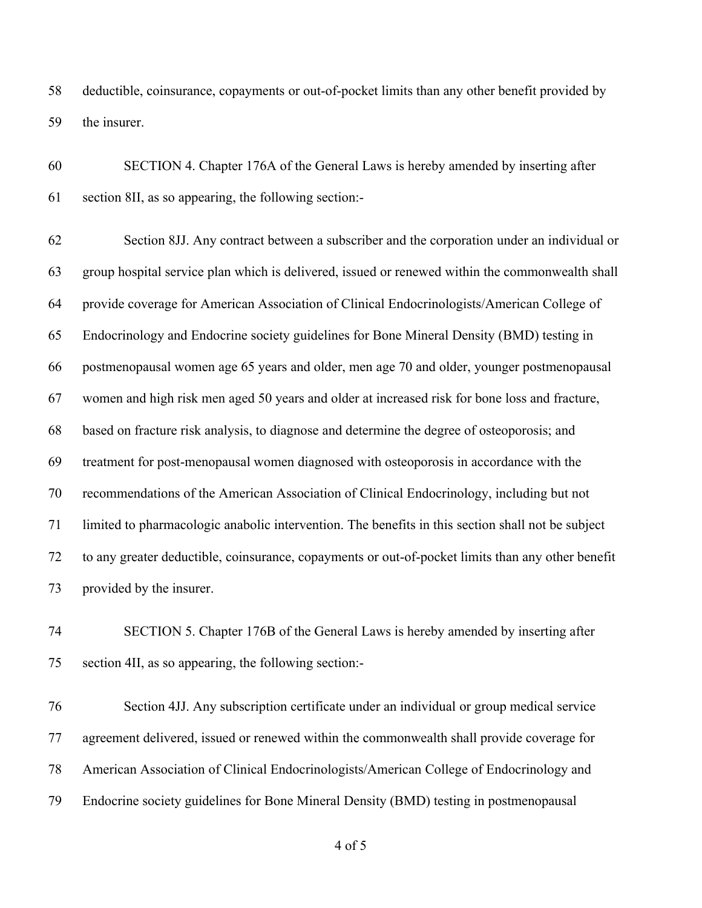deductible, coinsurance, copayments or out-of-pocket limits than any other benefit provided by the insurer.

SECTION 4. Chapter 176A of the General Laws is hereby amended by inserting after section 8II, as so appearing, the following section:-

Section 8JJ. Any contract between a subscriber and the corporation under an individual or group hospital service plan which is delivered, issued or renewed within the commonwealth shall provide coverage for American Association of Clinical Endocrinologists/American College of Endocrinology and Endocrine society guidelines for Bone Mineral Density (BMD) testing in postmenopausal women age 65 years and older, men age 70 and older, younger postmenopausal women and high risk men aged 50 years and older at increased risk for bone loss and fracture, based on fracture risk analysis, to diagnose and determine the degree of osteoporosis; and treatment for post-menopausal women diagnosed with osteoporosis in accordance with the recommendations of the American Association of Clinical Endocrinology, including but not limited to pharmacologic anabolic intervention. The benefits in this section shall not be subject to any greater deductible, coinsurance, copayments or out-of-pocket limits than any other benefit provided by the insurer.

SECTION 5. Chapter 176B of the General Laws is hereby amended by inserting after section 4II, as so appearing, the following section:-

Section 4JJ. Any subscription certificate under an individual or group medical service agreement delivered, issued or renewed within the commonwealth shall provide coverage for American Association of Clinical Endocrinologists/American College of Endocrinology and Endocrine society guidelines for Bone Mineral Density (BMD) testing in postmenopausal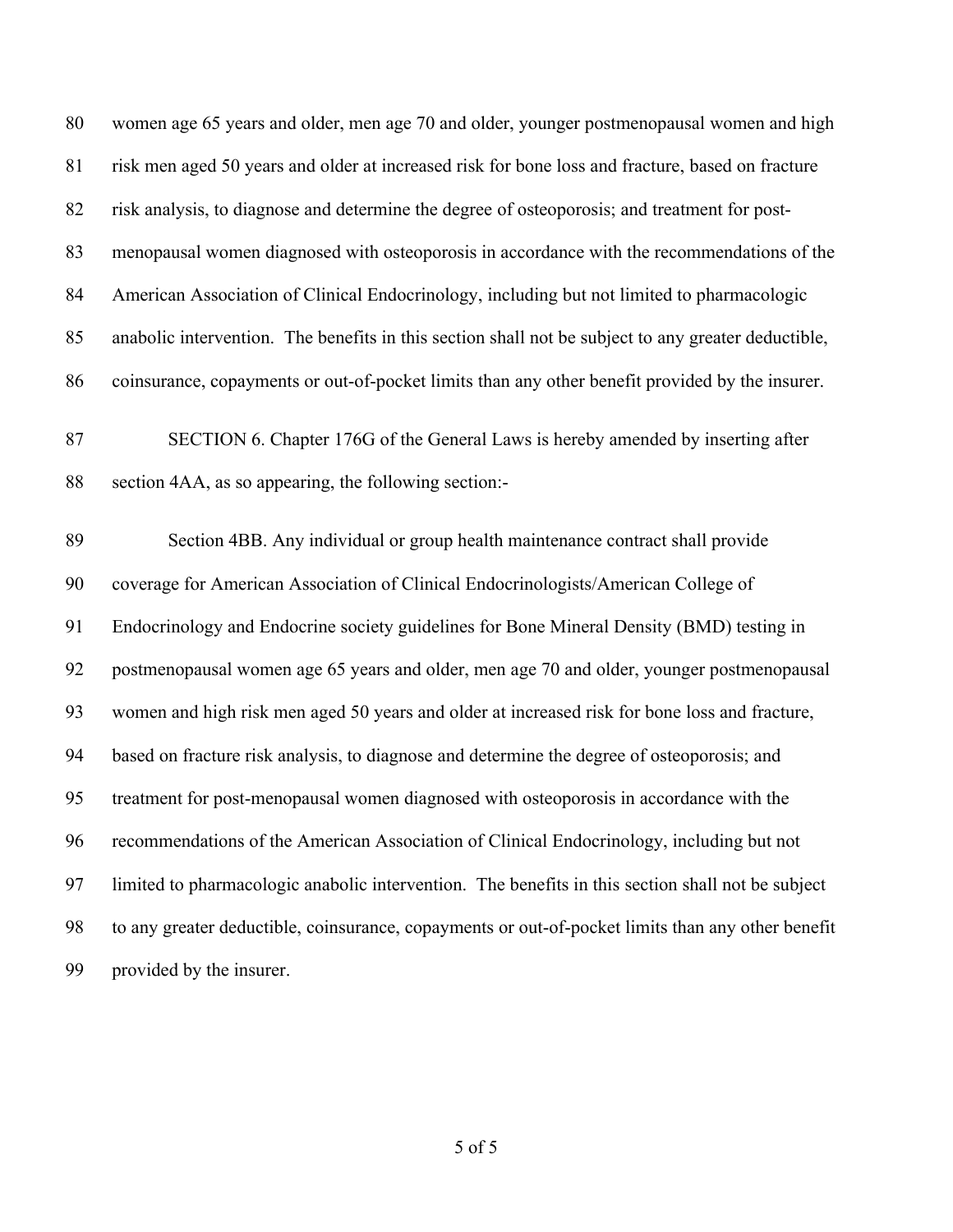women age 65 years and older, men age 70 and older, younger postmenopausal women and high risk men aged 50 years and older at increased risk for bone loss and fracture, based on fracture risk analysis, to diagnose and determine the degree of osteoporosis; and treatment for post-menopausal women diagnosed with osteoporosis in accordance with the recommendations of the American Association of Clinical Endocrinology, including but not limited to pharmacologic anabolic intervention. The benefits in this section shall not be subject to any greater deductible, coinsurance, copayments or out-of-pocket limits than any other benefit provided by the insurer.

SECTION 6. Chapter 176G of the General Laws is hereby amended by inserting after section 4AA, as so appearing, the following section:-

Section 4BB. Any individual or group health maintenance contract shall provide coverage for American Association of Clinical Endocrinologists/American College of Endocrinology and Endocrine society guidelines for Bone Mineral Density (BMD) testing in postmenopausal women age 65 years and older, men age 70 and older, younger postmenopausal women and high risk men aged 50 years and older at increased risk for bone loss and fracture, based on fracture risk analysis, to diagnose and determine the degree of osteoporosis; and treatment for post-menopausal women diagnosed with osteoporosis in accordance with the recommendations of the American Association of Clinical Endocrinology, including but not limited to pharmacologic anabolic intervention. The benefits in this section shall not be subject to any greater deductible, coinsurance, copayments or out-of-pocket limits than any other benefit provided by the insurer.